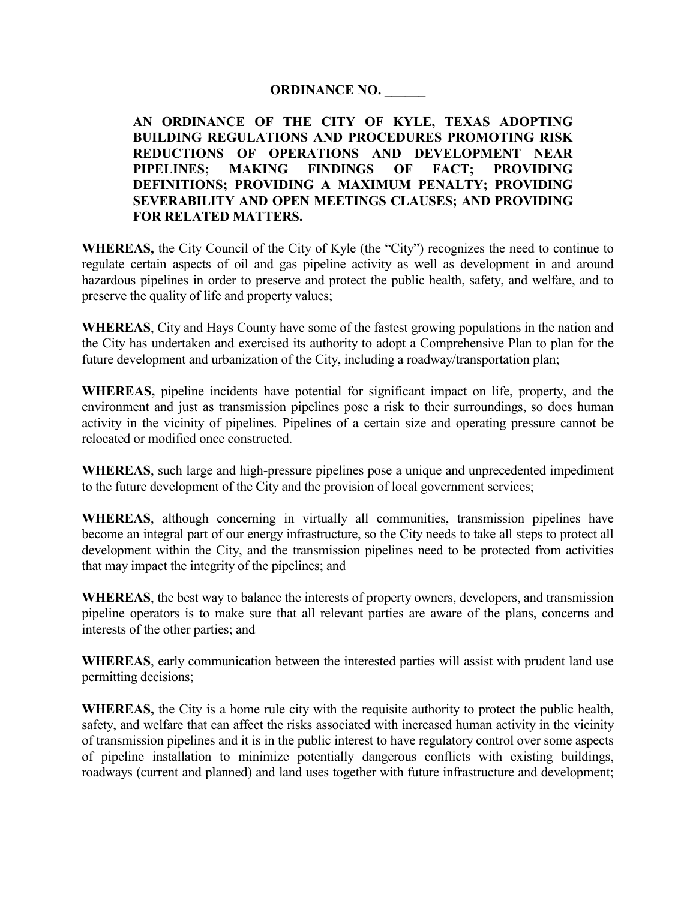**ORDINANCE NO. ______**

**AN ORDINANCE OF THE CITY OF KYLE, TEXAS ADOPTING BUILDING REGULATIONS AND PROCEDURES PROMOTING RISK REDUCTIONS OF OPERATIONS AND DEVELOPMENT NEAR PIPELINES; MAKING FINDINGS OF FACT; PROVIDING DEFINITIONS; PROVIDING A MAXIMUM PENALTY; PROVIDING SEVERABILITY AND OPEN MEETINGS CLAUSES; AND PROVIDING FOR RELATED MATTERS.**

**WHEREAS,** the City Council of the City of Kyle (the "City") recognizes the need to continue to regulate certain aspects of oil and gas pipeline activity as well as development in and around hazardous pipelines in order to preserve and protect the public health, safety, and welfare, and to preserve the quality of life and property values;

**WHEREAS**, City and Hays County have some of the fastest growing populations in the nation and the City has undertaken and exercised its authority to adopt a Comprehensive Plan to plan for the future development and urbanization of the City, including a roadway/transportation plan;

**WHEREAS,** pipeline incidents have potential for significant impact on life, property, and the environment and just as transmission pipelines pose a risk to their surroundings, so does human activity in the vicinity of pipelines. Pipelines of a certain size and operating pressure cannot be relocated or modified once constructed.

**WHEREAS**, such large and high-pressure pipelines pose a unique and unprecedented impediment to the future development of the City and the provision of local government services;

**WHEREAS**, although concerning in virtually all communities, transmission pipelines have become an integral part of our energy infrastructure, so the City needs to take all steps to protect all development within the City, and the transmission pipelines need to be protected from activities that may impact the integrity of the pipelines; and

**WHEREAS**, the best way to balance the interests of property owners, developers, and transmission pipeline operators is to make sure that all relevant parties are aware of the plans, concerns and interests of the other parties; and

**WHEREAS**, early communication between the interested parties will assist with prudent land use permitting decisions;

**WHEREAS,** the City is a home rule city with the requisite authority to protect the public health, safety, and welfare that can affect the risks associated with increased human activity in the vicinity of transmission pipelines and it is in the public interest to have regulatory control over some aspects of pipeline installation to minimize potentially dangerous conflicts with existing buildings, roadways (current and planned) and land uses together with future infrastructure and development;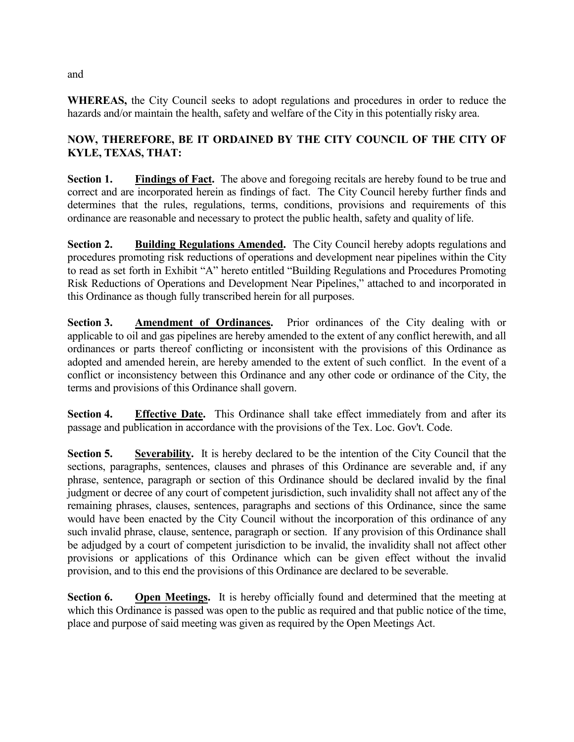and

**WHEREAS,** the City Council seeks to adopt regulations and procedures in order to reduce the hazards and/or maintain the health, safety and welfare of the City in this potentially risky area.

**NOW, THEREFORE, BE IT ORDAINED BY THE CITY COUNCIL OF THE CITY OF KYLE, TEXAS, THAT:**

**Section 1.** **Findings of Fact.** The above and foregoing recitals are hereby found to be true and correct and are incorporated herein as findings of fact. The City Council hereby further finds and determines that the rules, regulations, terms, conditions, provisions and requirements of this ordinance are reasonable and necessary to protect the public health, safety and quality of life.

**Section 2.** **Building Regulations Amended.** The City Council hereby adopts regulations and procedures promoting risk reductions of operations and development near pipelines within the City to read as set forth in Exhibit "A" hereto entitled "Building Regulations and Procedures Promoting Risk Reductions of Operations and Development Near Pipelines," attached to and incorporated in this Ordinance as though fully transcribed herein for all purposes.

**Section 3.** **Amendment of Ordinances.** Prior ordinances of the City dealing with or applicable to oil and gas pipelines are hereby amended to the extent of any conflict herewith, and all ordinances or parts thereof conflicting or inconsistent with the provisions of this Ordinance as adopted and amended herein, are hereby amended to the extent of such conflict. In the event of a conflict or inconsistency between this Ordinance and any other code or ordinance of the City, the terms and provisions of this Ordinance shall govern.

**Section 4.** **Effective Date.** This Ordinance shall take effect immediately from and after its passage and publication in accordance with the provisions of the Tex. Loc. Gov't. Code.

**Section 5.** **Severability.** It is hereby declared to be the intention of the City Council that the sections, paragraphs, sentences, clauses and phrases of this Ordinance are severable and, if any phrase, sentence, paragraph or section of this Ordinance should be declared invalid by the final judgment or decree of any court of competent jurisdiction, such invalidity shall not affect any of the remaining phrases, clauses, sentences, paragraphs and sections of this Ordinance, since the same would have been enacted by the City Council without the incorporation of this ordinance of any such invalid phrase, clause, sentence, paragraph or section. If any provision of this Ordinance shall be adjudged by a court of competent jurisdiction to be invalid, the invalidity shall not affect other provisions or applications of this Ordinance which can be given effect without the invalid provision, and to this end the provisions of this Ordinance are declared to be severable.

**Section 6.** **Open Meetings.** It is hereby officially found and determined that the meeting at which this Ordinance is passed was open to the public as required and that public notice of the time, place and purpose of said meeting was given as required by the Open Meetings Act.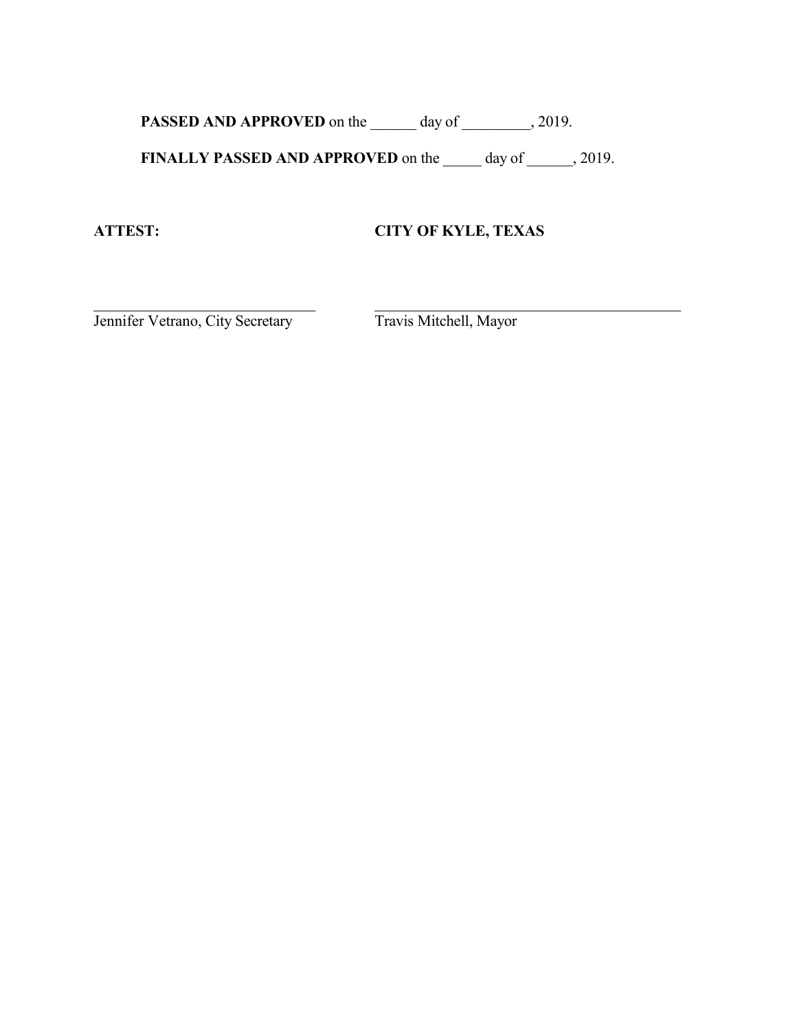**PASSED AND APPROVED** on the ______ day of _________, 2019.

**FINALLY PASSED AND APPROVED** on the _____ day of ______, 2019.

| **ATTEST:** | **CITY OF KYLE, TEXAS** |
|---|---|
| ______________________________ | __________________________________________ |
| Jennifer Vetrano, City Secretary | Travis Mitchell, Mayor |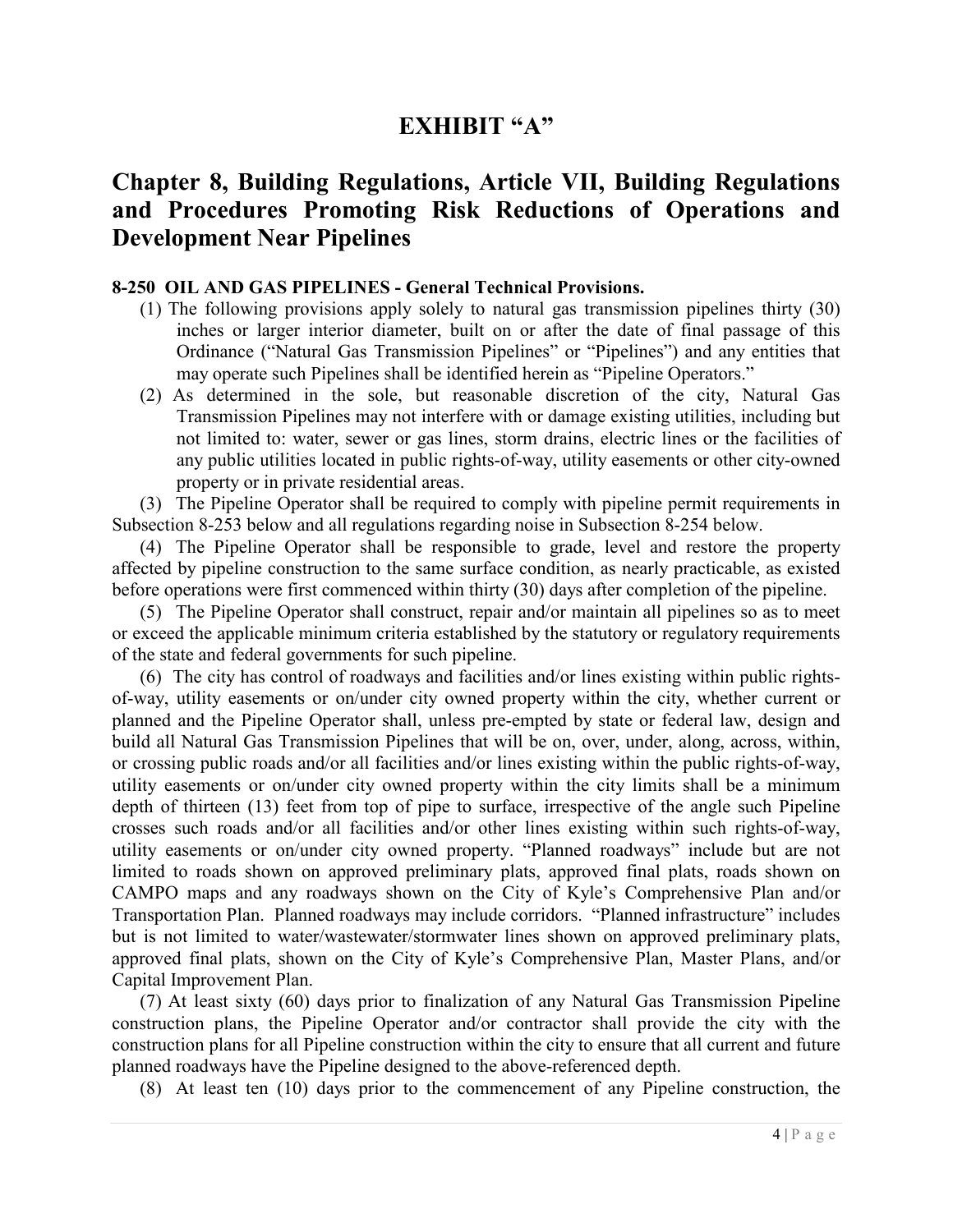# EXHIBIT "A"

## Chapter 8, Building Regulations, Article VII, Building Regulations and Procedures Promoting Risk Reductions of Operations and Development Near Pipelines

**8-250 OIL AND GAS PIPELINES - General Technical Provisions.**

(1) The following provisions apply solely to natural gas transmission pipelines thirty (30) inches or larger interior diameter, built on or after the date of final passage of this Ordinance ("Natural Gas Transmission Pipelines" or "Pipelines") and any entities that may operate such Pipelines shall be identified herein as "Pipeline Operators."

(2) As determined in the sole, but reasonable discretion of the city, Natural Gas Transmission Pipelines may not interfere with or damage existing utilities, including but not limited to: water, sewer or gas lines, storm drains, electric lines or the facilities of any public utilities located in public rights-of-way, utility easements or other city-owned property or in private residential areas.

(3) The Pipeline Operator shall be required to comply with pipeline permit requirements in Subsection 8-253 below and all regulations regarding noise in Subsection 8-254 below.

(4) The Pipeline Operator shall be responsible to grade, level and restore the property affected by pipeline construction to the same surface condition, as nearly practicable, as existed before operations were first commenced within thirty (30) days after completion of the pipeline.

(5) The Pipeline Operator shall construct, repair and/or maintain all pipelines so as to meet or exceed the applicable minimum criteria established by the statutory or regulatory requirements of the state and federal governments for such pipeline.

(6) The city has control of roadways and facilities and/or lines existing within public rights-of-way, utility easements or on/under city owned property within the city, whether current or planned and the Pipeline Operator shall, unless pre-empted by state or federal law, design and build all Natural Gas Transmission Pipelines that will be on, over, under, along, across, within, or crossing public roads and/or all facilities and/or lines existing within the public rights-of-way, utility easements or on/under city owned property within the city limits shall be a minimum depth of thirteen (13) feet from top of pipe to surface, irrespective of the angle such Pipeline crosses such roads and/or all facilities and/or other lines existing within such rights-of-way, utility easements or on/under city owned property. "Planned roadways" include but are not limited to roads shown on approved preliminary plats, approved final plats, roads shown on CAMPO maps and any roadways shown on the City of Kyle's Comprehensive Plan and/or Transportation Plan. Planned roadways may include corridors. "Planned infrastructure" includes but is not limited to water/wastewater/stormwater lines shown on approved preliminary plats, approved final plats, shown on the City of Kyle's Comprehensive Plan, Master Plans, and/or Capital Improvement Plan.

(7) At least sixty (60) days prior to finalization of any Natural Gas Transmission Pipeline construction plans, the Pipeline Operator and/or contractor shall provide the city with the construction plans for all Pipeline construction within the city to ensure that all current and future planned roadways have the Pipeline designed to the above-referenced depth.

(8) At least ten (10) days prior to the commencement of any Pipeline construction, the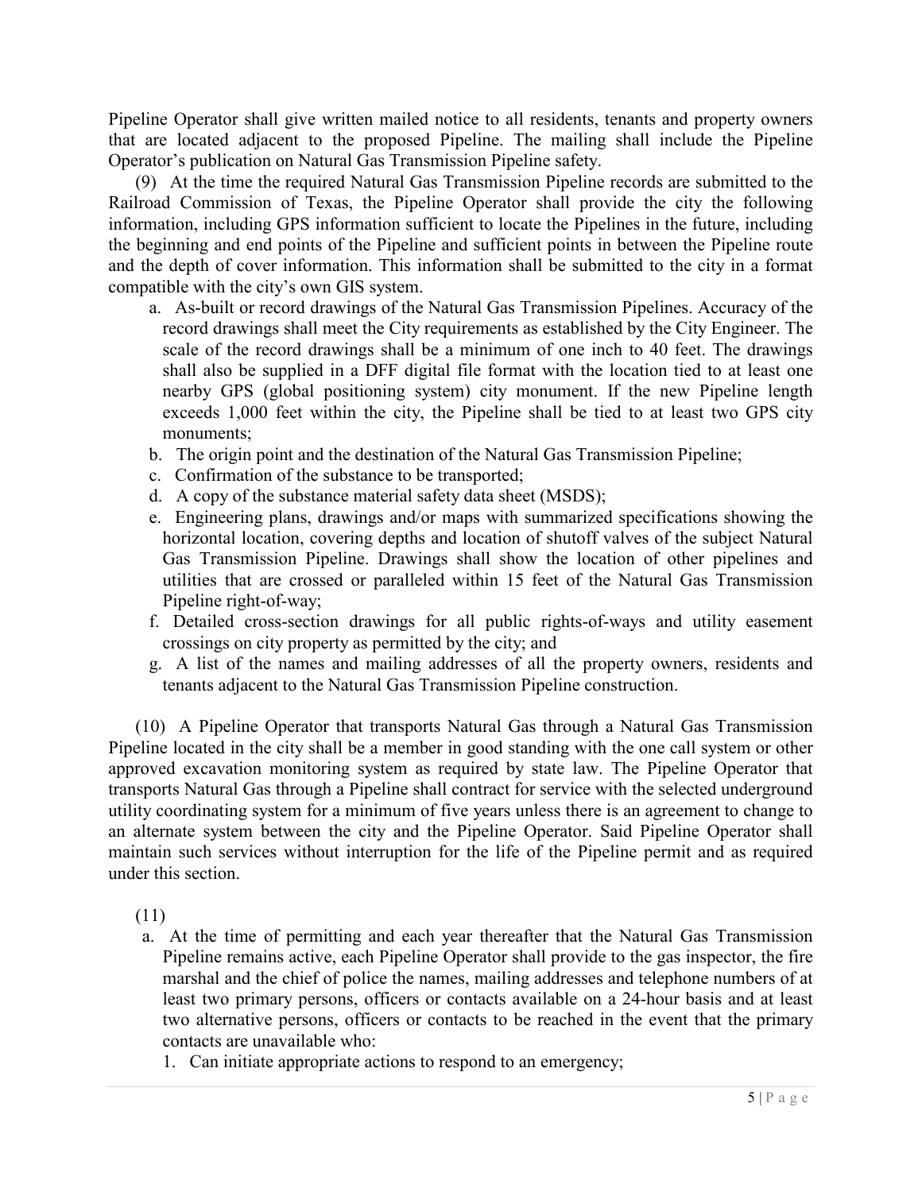Pipeline Operator shall give written mailed notice to all residents, tenants and property owners that are located adjacent to the proposed Pipeline. The mailing shall include the Pipeline Operator's publication on Natural Gas Transmission Pipeline safety.

(9) At the time the required Natural Gas Transmission Pipeline records are submitted to the Railroad Commission of Texas, the Pipeline Operator shall provide the city the following information, including GPS information sufficient to locate the Pipelines in the future, including the beginning and end points of the Pipeline and sufficient points in between the Pipeline route and the depth of cover information. This information shall be submitted to the city in a format compatible with the city's own GIS system.

a. As-built or record drawings of the Natural Gas Transmission Pipelines. Accuracy of the record drawings shall meet the City requirements as established by the City Engineer. The scale of the record drawings shall be a minimum of one inch to 40 feet. The drawings shall also be supplied in a DFF digital file format with the location tied to at least one nearby GPS (global positioning system) city monument. If the new Pipeline length exceeds 1,000 feet within the city, the Pipeline shall be tied to at least two GPS city monuments;

b. The origin point and the destination of the Natural Gas Transmission Pipeline;

c. Confirmation of the substance to be transported;

d. A copy of the substance material safety data sheet (MSDS);

e. Engineering plans, drawings and/or maps with summarized specifications showing the horizontal location, covering depths and location of shutoff valves of the subject Natural Gas Transmission Pipeline. Drawings shall show the location of other pipelines and utilities that are crossed or paralleled within 15 feet of the Natural Gas Transmission Pipeline right-of-way;

f. Detailed cross-section drawings for all public rights-of-ways and utility easement crossings on city property as permitted by the city; and

g. A list of the names and mailing addresses of all the property owners, residents and tenants adjacent to the Natural Gas Transmission Pipeline construction.

(10) A Pipeline Operator that transports Natural Gas through a Natural Gas Transmission Pipeline located in the city shall be a member in good standing with the one call system or other approved excavation monitoring system as required by state law. The Pipeline Operator that transports Natural Gas through a Pipeline shall contract for service with the selected underground utility coordinating system for a minimum of five years unless there is an agreement to change to an alternate system between the city and the Pipeline Operator. Said Pipeline Operator shall maintain such services without interruption for the life of the Pipeline permit and as required under this section.

(11)

a. At the time of permitting and each year thereafter that the Natural Gas Transmission Pipeline remains active, each Pipeline Operator shall provide to the gas inspector, the fire marshal and the chief of police the names, mailing addresses and telephone numbers of at least two primary persons, officers or contacts available on a 24-hour basis and at least two alternative persons, officers or contacts to be reached in the event that the primary contacts are unavailable who:

1. Can initiate appropriate actions to respond to an emergency;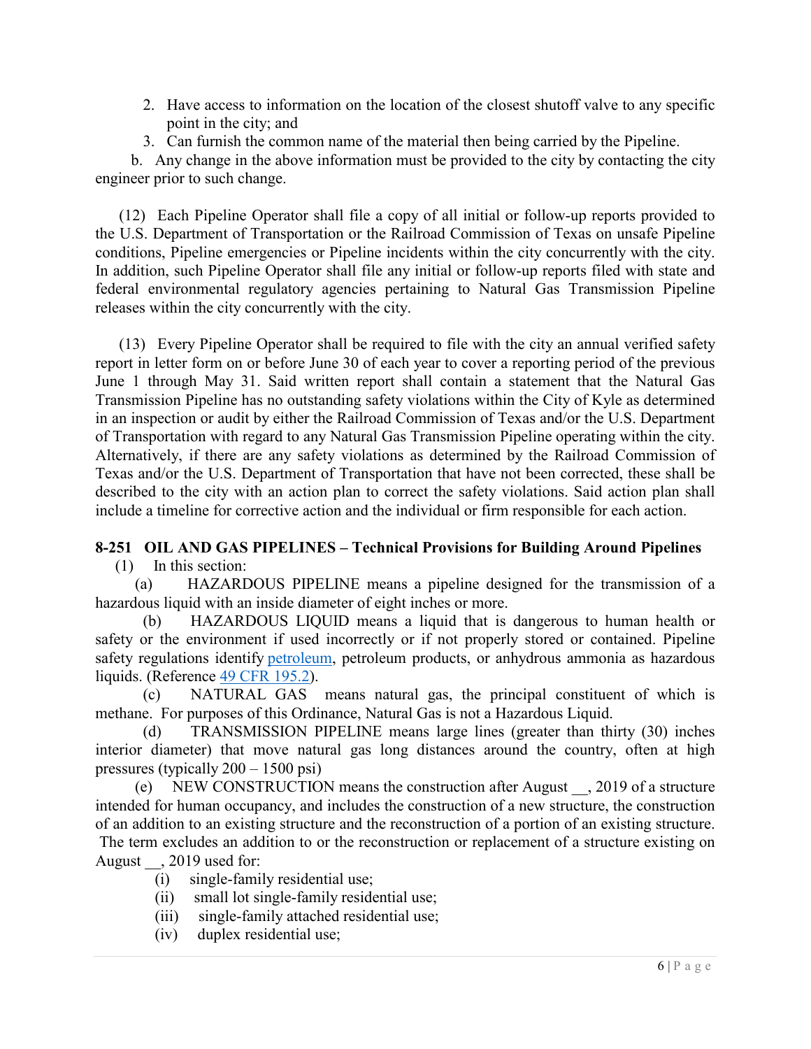2. Have access to information on the location of the closest shutoff valve to any specific point in the city; and
3. Can furnish the common name of the material then being carried by the Pipeline.

b. Any change in the above information must be provided to the city by contacting the city engineer prior to such change.

(12) Each Pipeline Operator shall file a copy of all initial or follow-up reports provided to the U.S. Department of Transportation or the Railroad Commission of Texas on unsafe Pipeline conditions, Pipeline emergencies or Pipeline incidents within the city concurrently with the city. In addition, such Pipeline Operator shall file any initial or follow-up reports filed with state and federal environmental regulatory agencies pertaining to Natural Gas Transmission Pipeline releases within the city concurrently with the city.

(13) Every Pipeline Operator shall be required to file with the city an annual verified safety report in letter form on or before June 30 of each year to cover a reporting period of the previous June 1 through May 31. Said written report shall contain a statement that the Natural Gas Transmission Pipeline has no outstanding safety violations within the City of Kyle as determined in an inspection or audit by either the Railroad Commission of Texas and/or the U.S. Department of Transportation with regard to any Natural Gas Transmission Pipeline operating within the city. Alternatively, if there are any safety violations as determined by the Railroad Commission of Texas and/or the U.S. Department of Transportation that have not been corrected, these shall be described to the city with an action plan to correct the safety violations. Said action plan shall include a timeline for corrective action and the individual or firm responsible for each action.

**8-251 OIL AND GAS PIPELINES – Technical Provisions for Building Around Pipelines**

(1) In this section:

(a) HAZARDOUS PIPELINE means a pipeline designed for the transmission of a hazardous liquid with an inside diameter of eight inches or more.

(b) HAZARDOUS LIQUID means a liquid that is dangerous to human health or safety or the environment if used incorrectly or if not properly stored or contained. Pipeline safety regulations identify petroleum, petroleum products, or anhydrous ammonia as hazardous liquids. (Reference 49 CFR 195.2).

(c) NATURAL GAS means natural gas, the principal constituent of which is methane. For purposes of this Ordinance, Natural Gas is not a Hazardous Liquid.

(d) TRANSMISSION PIPELINE means large lines (greater than thirty (30) inches interior diameter) that move natural gas long distances around the country, often at high pressures (typically 200 – 1500 psi)

(e) NEW CONSTRUCTION means the construction after August __, 2019 of a structure intended for human occupancy, and includes the construction of a new structure, the construction of an addition to an existing structure and the reconstruction of a portion of an existing structure. The term excludes an addition to or the reconstruction or replacement of a structure existing on August __, 2019 used for:

(i) single-family residential use;
(ii) small lot single-family residential use;
(iii) single-family attached residential use;
(iv) duplex residential use;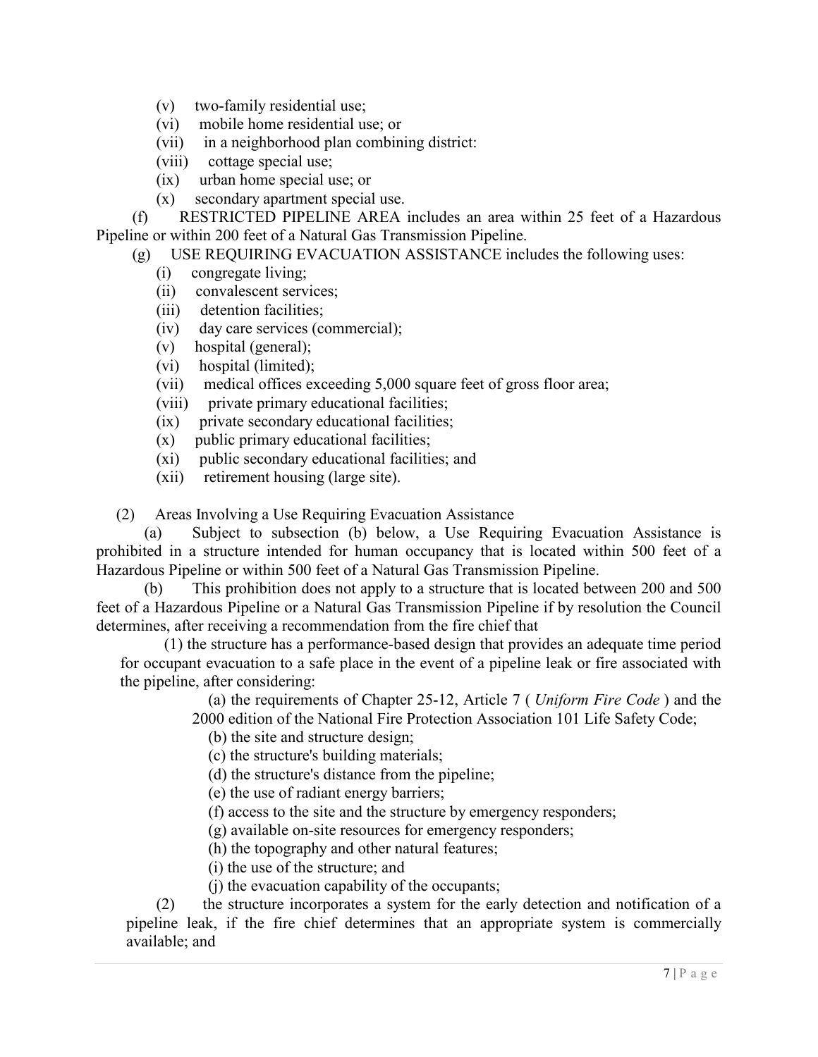(v) two-family residential use;

(vi) mobile home residential use; or

(vii) in a neighborhood plan combining district:

(viii) cottage special use;

(ix) urban home special use; or

(x) secondary apartment special use.

(f) RESTRICTED PIPELINE AREA includes an area within 25 feet of a Hazardous Pipeline or within 200 feet of a Natural Gas Transmission Pipeline.

(g) USE REQUIRING EVACUATION ASSISTANCE includes the following uses:

(i) congregate living;

(ii) convalescent services;

(iii) detention facilities;

(iv) day care services (commercial);

(v) hospital (general);

(vi) hospital (limited);

(vii) medical offices exceeding 5,000 square feet of gross floor area;

(viii) private primary educational facilities;

(ix) private secondary educational facilities;

(x) public primary educational facilities;

(xi) public secondary educational facilities; and

(xii) retirement housing (large site).

(2) Areas Involving a Use Requiring Evacuation Assistance

(a) Subject to subsection (b) below, a Use Requiring Evacuation Assistance is prohibited in a structure intended for human occupancy that is located within 500 feet of a Hazardous Pipeline or within 500 feet of a Natural Gas Transmission Pipeline.

(b) This prohibition does not apply to a structure that is located between 200 and 500 feet of a Hazardous Pipeline or a Natural Gas Transmission Pipeline if by resolution the Council determines, after receiving a recommendation from the fire chief that

(1) the structure has a performance-based design that provides an adequate time period for occupant evacuation to a safe place in the event of a pipeline leak or fire associated with the pipeline, after considering:

(a) the requirements of Chapter 25-12, Article 7 ( *Uniform Fire Code* ) and the 2000 edition of the National Fire Protection Association 101 Life Safety Code;

(b) the site and structure design;

(c) the structure's building materials;

(d) the structure's distance from the pipeline;

(e) the use of radiant energy barriers;

(f) access to the site and the structure by emergency responders;

(g) available on-site resources for emergency responders;

(h) the topography and other natural features;

(i) the use of the structure; and

(j) the evacuation capability of the occupants;

(2) the structure incorporates a system for the early detection and notification of a pipeline leak, if the fire chief determines that an appropriate system is commercially available; and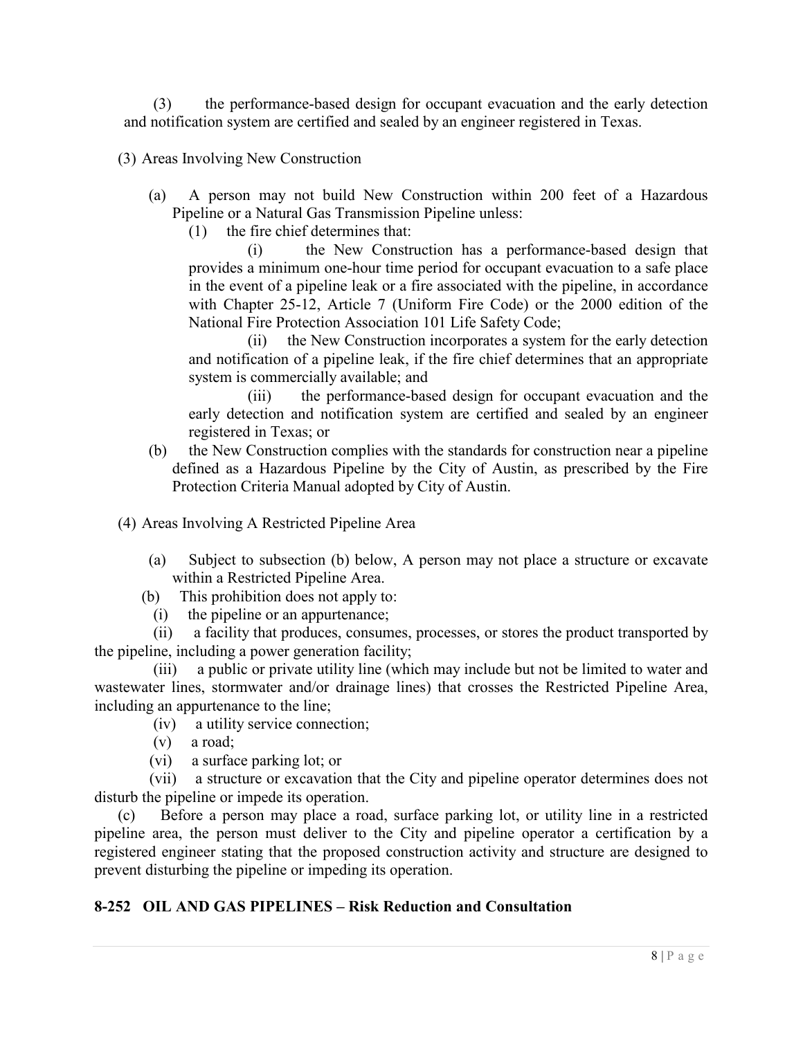(3) the performance-based design for occupant evacuation and the early detection and notification system are certified and sealed by an engineer registered in Texas.

(3) Areas Involving New Construction

(a) A person may not build New Construction within 200 feet of a Hazardous Pipeline or a Natural Gas Transmission Pipeline unless:

(1) the fire chief determines that:

(i) the New Construction has a performance-based design that provides a minimum one-hour time period for occupant evacuation to a safe place in the event of a pipeline leak or a fire associated with the pipeline, in accordance with Chapter 25-12, Article 7 (Uniform Fire Code) or the 2000 edition of the National Fire Protection Association 101 Life Safety Code;

(ii) the New Construction incorporates a system for the early detection and notification of a pipeline leak, if the fire chief determines that an appropriate system is commercially available; and

(iii) the performance-based design for occupant evacuation and the early detection and notification system are certified and sealed by an engineer registered in Texas; or

(b) the New Construction complies with the standards for construction near a pipeline defined as a Hazardous Pipeline by the City of Austin, as prescribed by the Fire Protection Criteria Manual adopted by City of Austin.

(4) Areas Involving A Restricted Pipeline Area

(a) Subject to subsection (b) below, A person may not place a structure or excavate within a Restricted Pipeline Area.

(b) This prohibition does not apply to:

(i) the pipeline or an appurtenance;

(ii) a facility that produces, consumes, processes, or stores the product transported by the pipeline, including a power generation facility;

(iii) a public or private utility line (which may include but not be limited to water and wastewater lines, stormwater and/or drainage lines) that crosses the Restricted Pipeline Area, including an appurtenance to the line;

(iv) a utility service connection;

(v) a road;

(vi) a surface parking lot; or

(vii) a structure or excavation that the City and pipeline operator determines does not disturb the pipeline or impede its operation.

(c) Before a person may place a road, surface parking lot, or utility line in a restricted pipeline area, the person must deliver to the City and pipeline operator a certification by a registered engineer stating that the proposed construction activity and structure are designed to prevent disturbing the pipeline or impeding its operation.

**8-252 OIL AND GAS PIPELINES – Risk Reduction and Consultation**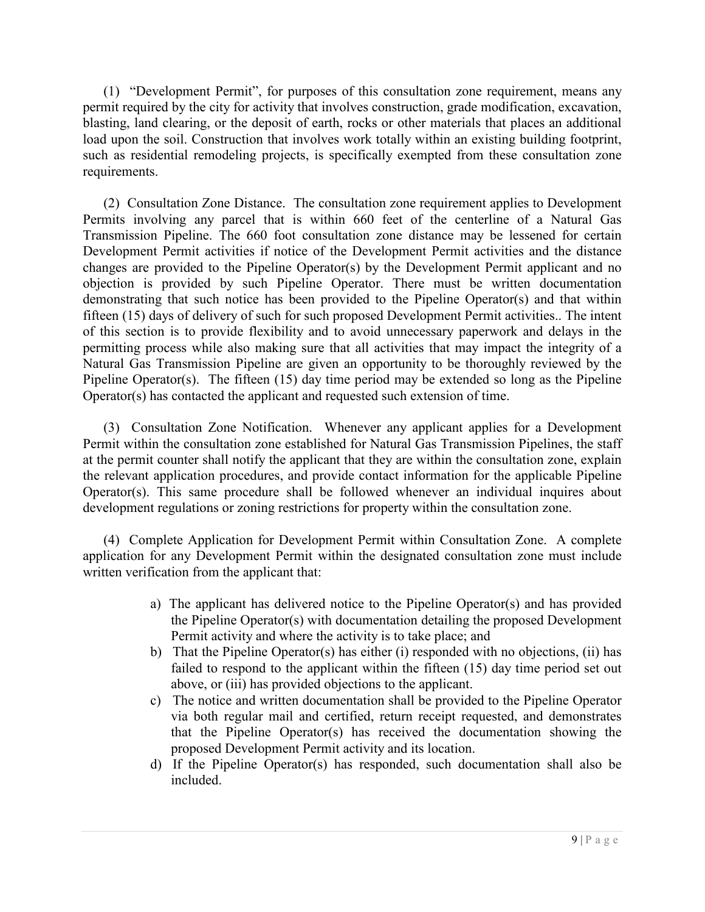(1) "Development Permit", for purposes of this consultation zone requirement, means any permit required by the city for activity that involves construction, grade modification, excavation, blasting, land clearing, or the deposit of earth, rocks or other materials that places an additional load upon the soil. Construction that involves work totally within an existing building footprint, such as residential remodeling projects, is specifically exempted from these consultation zone requirements.

(2) Consultation Zone Distance. The consultation zone requirement applies to Development Permits involving any parcel that is within 660 feet of the centerline of a Natural Gas Transmission Pipeline. The 660 foot consultation zone distance may be lessened for certain Development Permit activities if notice of the Development Permit activities and the distance changes are provided to the Pipeline Operator(s) by the Development Permit applicant and no objection is provided by such Pipeline Operator. There must be written documentation demonstrating that such notice has been provided to the Pipeline Operator(s) and that within fifteen (15) days of delivery of such for such proposed Development Permit activities.. The intent of this section is to provide flexibility and to avoid unnecessary paperwork and delays in the permitting process while also making sure that all activities that may impact the integrity of a Natural Gas Transmission Pipeline are given an opportunity to be thoroughly reviewed by the Pipeline Operator(s). The fifteen (15) day time period may be extended so long as the Pipeline Operator(s) has contacted the applicant and requested such extension of time.

(3) Consultation Zone Notification. Whenever any applicant applies for a Development Permit within the consultation zone established for Natural Gas Transmission Pipelines, the staff at the permit counter shall notify the applicant that they are within the consultation zone, explain the relevant application procedures, and provide contact information for the applicable Pipeline Operator(s). This same procedure shall be followed whenever an individual inquires about development regulations or zoning restrictions for property within the consultation zone.

(4) Complete Application for Development Permit within Consultation Zone. A complete application for any Development Permit within the designated consultation zone must include written verification from the applicant that:

a) The applicant has delivered notice to the Pipeline Operator(s) and has provided the Pipeline Operator(s) with documentation detailing the proposed Development Permit activity and where the activity is to take place; and

b) That the Pipeline Operator(s) has either (i) responded with no objections, (ii) has failed to respond to the applicant within the fifteen (15) day time period set out above, or (iii) has provided objections to the applicant.

c) The notice and written documentation shall be provided to the Pipeline Operator via both regular mail and certified, return receipt requested, and demonstrates that the Pipeline Operator(s) has received the documentation showing the proposed Development Permit activity and its location.

d) If the Pipeline Operator(s) has responded, such documentation shall also be included.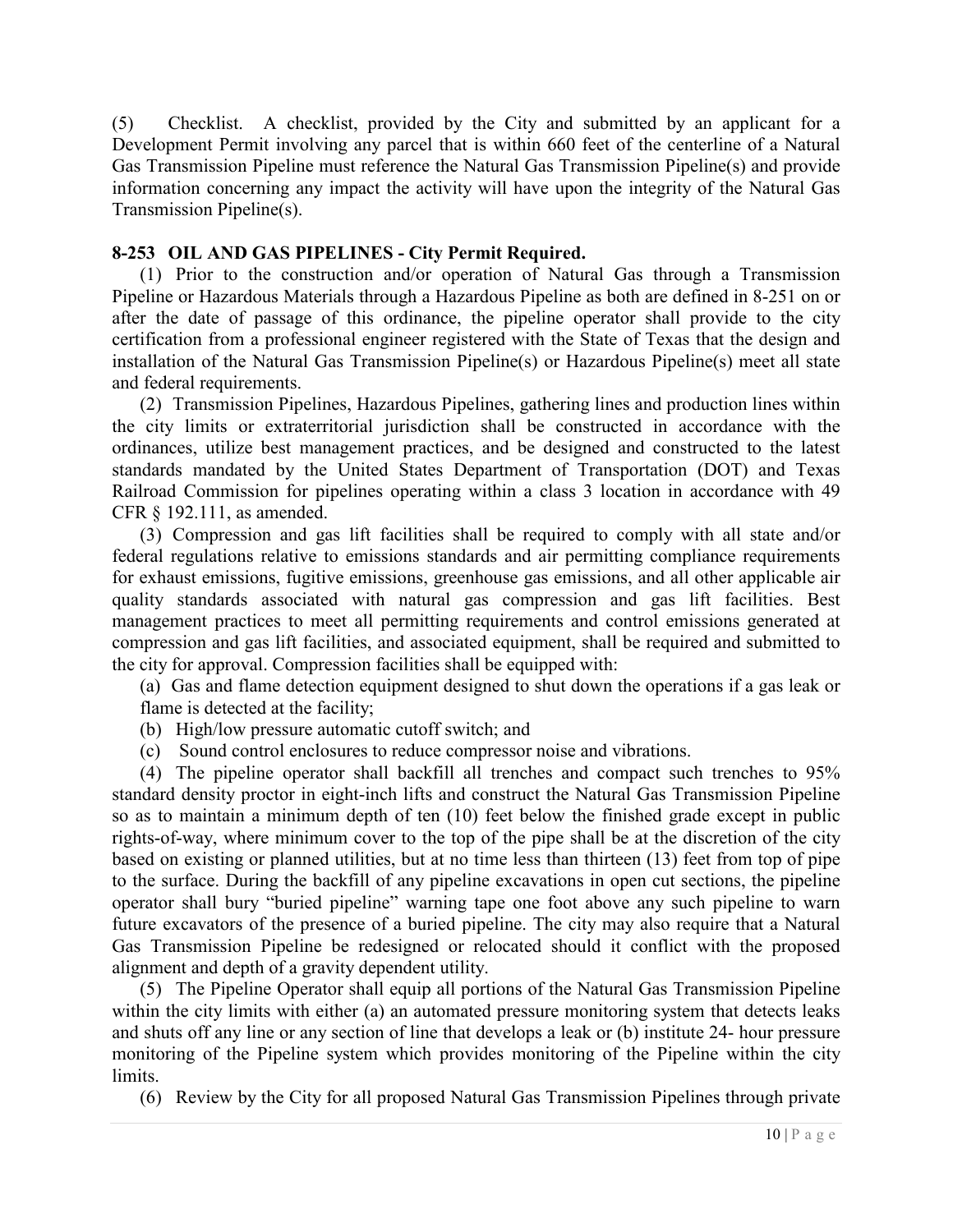(5) Checklist. A checklist, provided by the City and submitted by an applicant for a Development Permit involving any parcel that is within 660 feet of the centerline of a Natural Gas Transmission Pipeline must reference the Natural Gas Transmission Pipeline(s) and provide information concerning any impact the activity will have upon the integrity of the Natural Gas Transmission Pipeline(s).

**8-253 OIL AND GAS PIPELINES - City Permit Required.**

(1) Prior to the construction and/or operation of Natural Gas through a Transmission Pipeline or Hazardous Materials through a Hazardous Pipeline as both are defined in 8-251 on or after the date of passage of this ordinance, the pipeline operator shall provide to the city certification from a professional engineer registered with the State of Texas that the design and installation of the Natural Gas Transmission Pipeline(s) or Hazardous Pipeline(s) meet all state and federal requirements.

(2) Transmission Pipelines, Hazardous Pipelines, gathering lines and production lines within the city limits or extraterritorial jurisdiction shall be constructed in accordance with the ordinances, utilize best management practices, and be designed and constructed to the latest standards mandated by the United States Department of Transportation (DOT) and Texas Railroad Commission for pipelines operating within a class 3 location in accordance with 49 CFR § 192.111, as amended.

(3) Compression and gas lift facilities shall be required to comply with all state and/or federal regulations relative to emissions standards and air permitting compliance requirements for exhaust emissions, fugitive emissions, greenhouse gas emissions, and all other applicable air quality standards associated with natural gas compression and gas lift facilities. Best management practices to meet all permitting requirements and control emissions generated at compression and gas lift facilities, and associated equipment, shall be required and submitted to the city for approval. Compression facilities shall be equipped with:

(a) Gas and flame detection equipment designed to shut down the operations if a gas leak or flame is detected at the facility;

(b) High/low pressure automatic cutoff switch; and

(c) Sound control enclosures to reduce compressor noise and vibrations.

(4) The pipeline operator shall backfill all trenches and compact such trenches to 95% standard density proctor in eight-inch lifts and construct the Natural Gas Transmission Pipeline so as to maintain a minimum depth of ten (10) feet below the finished grade except in public rights-of-way, where minimum cover to the top of the pipe shall be at the discretion of the city based on existing or planned utilities, but at no time less than thirteen (13) feet from top of pipe to the surface. During the backfill of any pipeline excavations in open cut sections, the pipeline operator shall bury "buried pipeline" warning tape one foot above any such pipeline to warn future excavators of the presence of a buried pipeline. The city may also require that a Natural Gas Transmission Pipeline be redesigned or relocated should it conflict with the proposed alignment and depth of a gravity dependent utility.

(5) The Pipeline Operator shall equip all portions of the Natural Gas Transmission Pipeline within the city limits with either (a) an automated pressure monitoring system that detects leaks and shuts off any line or any section of line that develops a leak or (b) institute 24- hour pressure monitoring of the Pipeline system which provides monitoring of the Pipeline within the city limits.

(6) Review by the City for all proposed Natural Gas Transmission Pipelines through private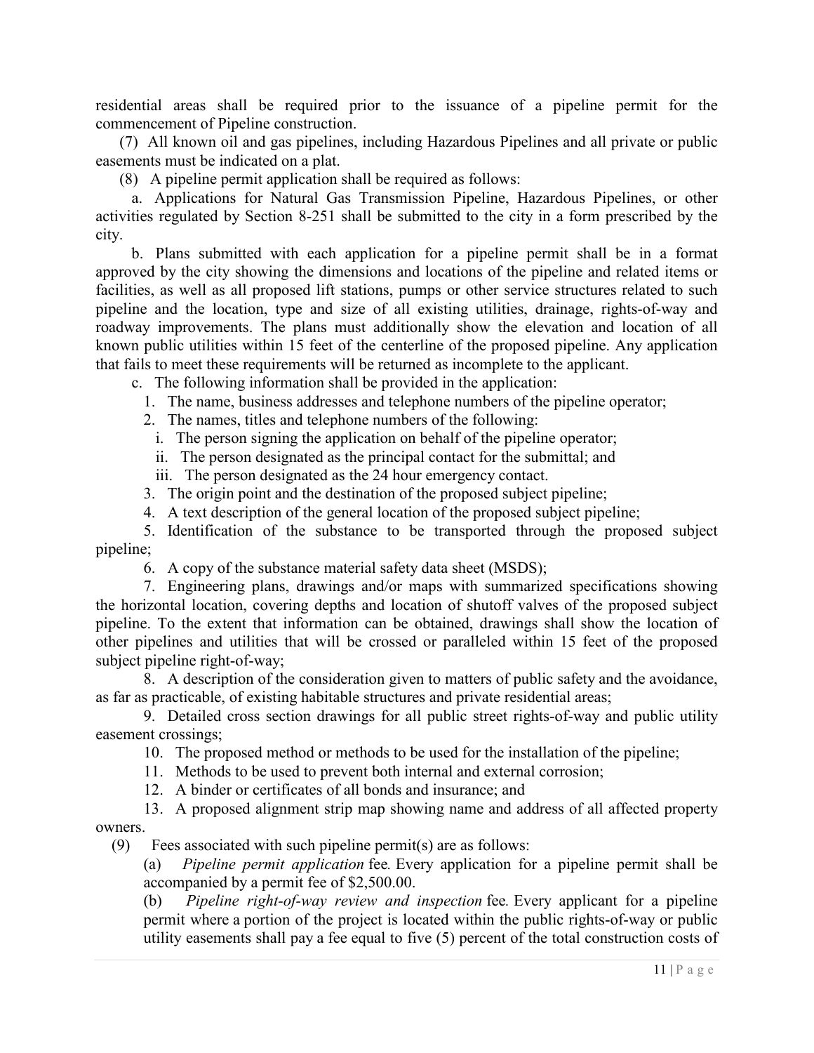residential areas shall be required prior to the issuance of a pipeline permit for the commencement of Pipeline construction.

(7) All known oil and gas pipelines, including Hazardous Pipelines and all private or public easements must be indicated on a plat.

(8) A pipeline permit application shall be required as follows:

a. Applications for Natural Gas Transmission Pipeline, Hazardous Pipelines, or other activities regulated by Section 8-251 shall be submitted to the city in a form prescribed by the city.

b. Plans submitted with each application for a pipeline permit shall be in a format approved by the city showing the dimensions and locations of the pipeline and related items or facilities, as well as all proposed lift stations, pumps or other service structures related to such pipeline and the location, type and size of all existing utilities, drainage, rights-of-way and roadway improvements. The plans must additionally show the elevation and location of all known public utilities within 15 feet of the centerline of the proposed pipeline. Any application that fails to meet these requirements will be returned as incomplete to the applicant.

c. The following information shall be provided in the application:

1. The name, business addresses and telephone numbers of the pipeline operator;
2. The names, titles and telephone numbers of the following:
   i. The person signing the application on behalf of the pipeline operator;
   ii. The person designated as the principal contact for the submittal; and
   iii. The person designated as the 24 hour emergency contact.
3. The origin point and the destination of the proposed subject pipeline;
4. A text description of the general location of the proposed subject pipeline;
5. Identification of the substance to be transported through the proposed subject pipeline;
6. A copy of the substance material safety data sheet (MSDS);
7. Engineering plans, drawings and/or maps with summarized specifications showing the horizontal location, covering depths and location of shutoff valves of the proposed subject pipeline. To the extent that information can be obtained, drawings shall show the location of other pipelines and utilities that will be crossed or paralleled within 15 feet of the proposed subject pipeline right-of-way;
8. A description of the consideration given to matters of public safety and the avoidance, as far as practicable, of existing habitable structures and private residential areas;
9. Detailed cross section drawings for all public street rights-of-way and public utility easement crossings;
10. The proposed method or methods to be used for the installation of the pipeline;
11. Methods to be used to prevent both internal and external corrosion;
12. A binder or certificates of all bonds and insurance; and
13. A proposed alignment strip map showing name and address of all affected property owners.

(9) Fees associated with such pipeline permit(s) are as follows:

(a) *Pipeline permit application* fee. Every application for a pipeline permit shall be accompanied by a permit fee of $2,500.00.

(b) *Pipeline right-of-way review and inspection* fee. Every applicant for a pipeline permit where a portion of the project is located within the public rights-of-way or public utility easements shall pay a fee equal to five (5) percent of the total construction costs of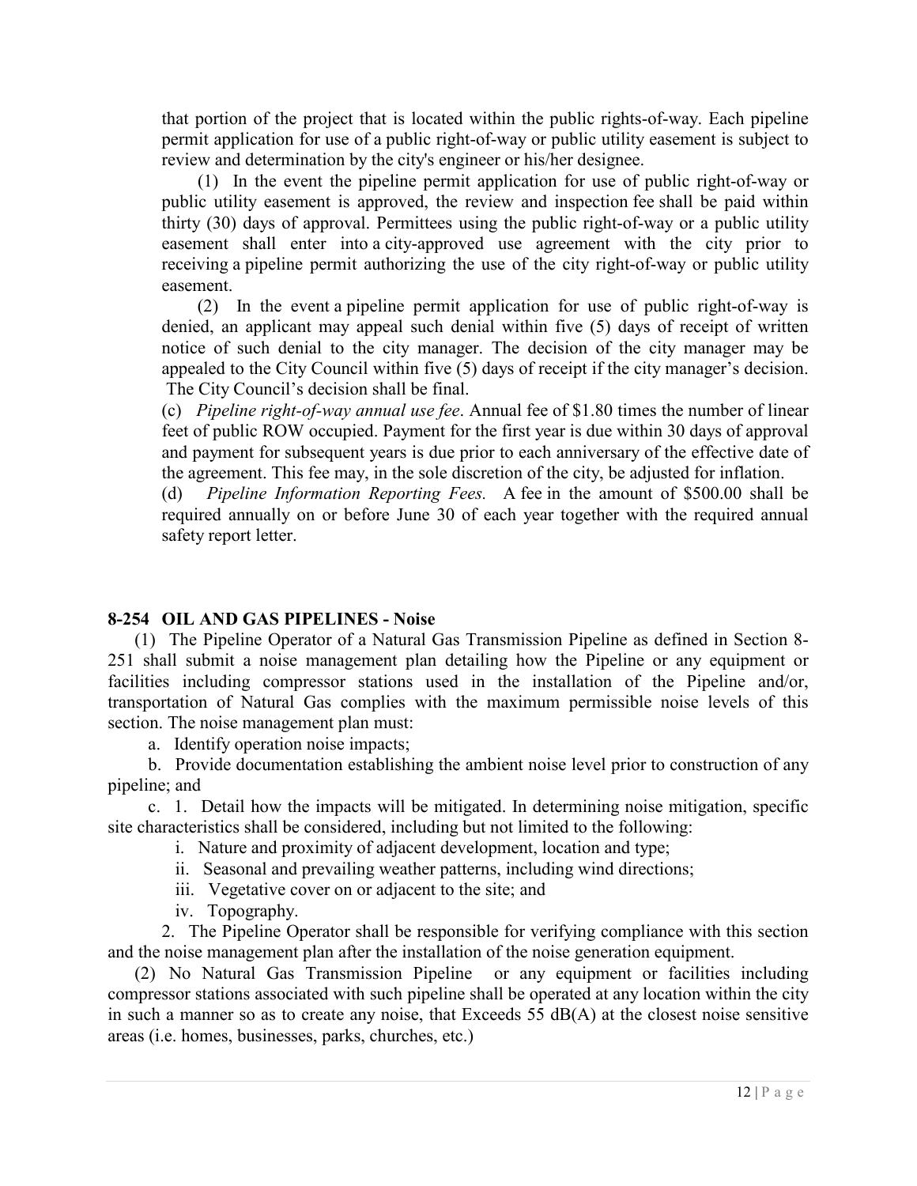that portion of the project that is located within the public rights-of-way. Each pipeline permit application for use of a public right-of-way or public utility easement is subject to review and determination by the city's engineer or his/her designee.

(1) In the event the pipeline permit application for use of public right-of-way or public utility easement is approved, the review and inspection fee shall be paid within thirty (30) days of approval. Permittees using the public right-of-way or a public utility easement shall enter into a city-approved use agreement with the city prior to receiving a pipeline permit authorizing the use of the city right-of-way or public utility easement.

(2) In the event a pipeline permit application for use of public right-of-way is denied, an applicant may appeal such denial within five (5) days of receipt of written notice of such denial to the city manager. The decision of the city manager may be appealed to the City Council within five (5) days of receipt if the city manager's decision. The City Council's decision shall be final.

(c) *Pipeline right-of-way annual use fee*. Annual fee of $1.80 times the number of linear feet of public ROW occupied. Payment for the first year is due within 30 days of approval and payment for subsequent years is due prior to each anniversary of the effective date of the agreement. This fee may, in the sole discretion of the city, be adjusted for inflation.

(d) *Pipeline Information Reporting Fees.* A fee in the amount of $500.00 shall be required annually on or before June 30 of each year together with the required annual safety report letter.

**8-254 OIL AND GAS PIPELINES - Noise**

(1) The Pipeline Operator of a Natural Gas Transmission Pipeline as defined in Section 8-251 shall submit a noise management plan detailing how the Pipeline or any equipment or facilities including compressor stations used in the installation of the Pipeline and/or, transportation of Natural Gas complies with the maximum permissible noise levels of this section. The noise management plan must:

a. Identify operation noise impacts;

b. Provide documentation establishing the ambient noise level prior to construction of any pipeline; and

c. 1. Detail how the impacts will be mitigated. In determining noise mitigation, specific site characteristics shall be considered, including but not limited to the following:

i. Nature and proximity of adjacent development, location and type;

ii. Seasonal and prevailing weather patterns, including wind directions;

iii. Vegetative cover on or adjacent to the site; and

iv. Topography.

2. The Pipeline Operator shall be responsible for verifying compliance with this section and the noise management plan after the installation of the noise generation equipment.

(2) No Natural Gas Transmission Pipeline or any equipment or facilities including compressor stations associated with such pipeline shall be operated at any location within the city in such a manner so as to create any noise, that Exceeds 55 dB(A) at the closest noise sensitive areas (i.e. homes, businesses, parks, churches, etc.)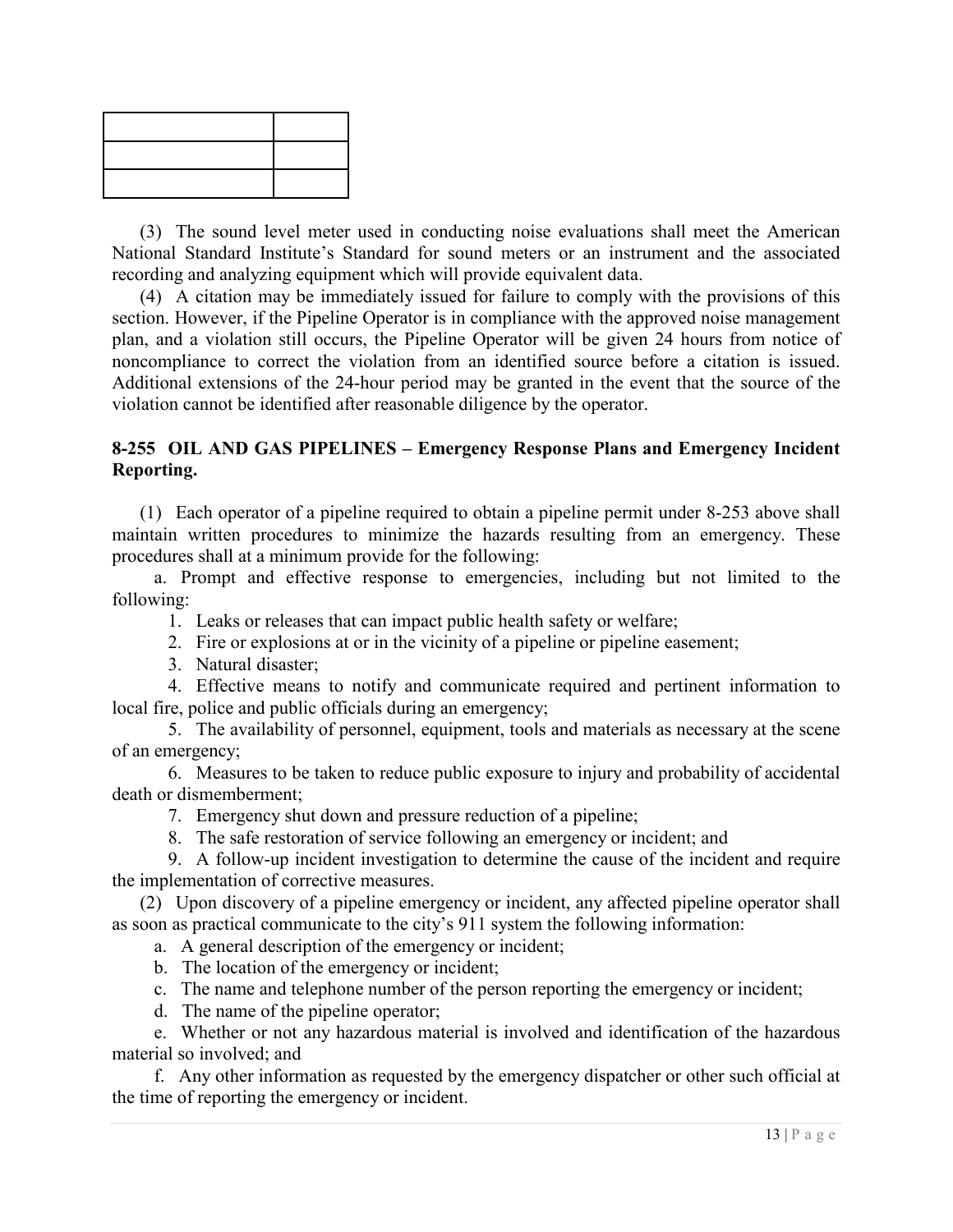| | |
|---|---|
| | |
| | |

(3) The sound level meter used in conducting noise evaluations shall meet the American National Standard Institute's Standard for sound meters or an instrument and the associated recording and analyzing equipment which will provide equivalent data.

(4) A citation may be immediately issued for failure to comply with the provisions of this section. However, if the Pipeline Operator is in compliance with the approved noise management plan, and a violation still occurs, the Pipeline Operator will be given 24 hours from notice of noncompliance to correct the violation from an identified source before a citation is issued. Additional extensions of the 24-hour period may be granted in the event that the source of the violation cannot be identified after reasonable diligence by the operator.

**8-255 OIL AND GAS PIPELINES – Emergency Response Plans and Emergency Incident Reporting.**

(1) Each operator of a pipeline required to obtain a pipeline permit under 8-253 above shall maintain written procedures to minimize the hazards resulting from an emergency. These procedures shall at a minimum provide for the following:

a. Prompt and effective response to emergencies, including but not limited to the following:

1. Leaks or releases that can impact public health safety or welfare;
2. Fire or explosions at or in the vicinity of a pipeline or pipeline easement;
3. Natural disaster;
4. Effective means to notify and communicate required and pertinent information to local fire, police and public officials during an emergency;
5. The availability of personnel, equipment, tools and materials as necessary at the scene of an emergency;
6. Measures to be taken to reduce public exposure to injury and probability of accidental death or dismemberment;
7. Emergency shut down and pressure reduction of a pipeline;
8. The safe restoration of service following an emergency or incident; and
9. A follow-up incident investigation to determine the cause of the incident and require the implementation of corrective measures.

(2) Upon discovery of a pipeline emergency or incident, any affected pipeline operator shall as soon as practical communicate to the city's 911 system the following information:

a. A general description of the emergency or incident;

b. The location of the emergency or incident;

c. The name and telephone number of the person reporting the emergency or incident;

d. The name of the pipeline operator;

e. Whether or not any hazardous material is involved and identification of the hazardous material so involved; and

f. Any other information as requested by the emergency dispatcher or other such official at the time of reporting the emergency or incident.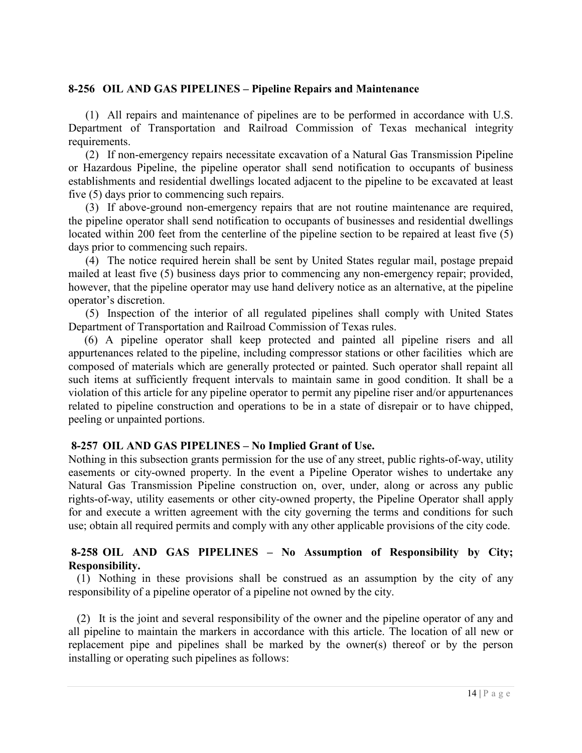## 8-256 OIL AND GAS PIPELINES – Pipeline Repairs and Maintenance

(1) All repairs and maintenance of pipelines are to be performed in accordance with U.S. Department of Transportation and Railroad Commission of Texas mechanical integrity requirements.

(2) If non-emergency repairs necessitate excavation of a Natural Gas Transmission Pipeline or Hazardous Pipeline, the pipeline operator shall send notification to occupants of business establishments and residential dwellings located adjacent to the pipeline to be excavated at least five (5) days prior to commencing such repairs.

(3) If above-ground non-emergency repairs that are not routine maintenance are required, the pipeline operator shall send notification to occupants of businesses and residential dwellings located within 200 feet from the centerline of the pipeline section to be repaired at least five (5) days prior to commencing such repairs.

(4) The notice required herein shall be sent by United States regular mail, postage prepaid mailed at least five (5) business days prior to commencing any non-emergency repair; provided, however, that the pipeline operator may use hand delivery notice as an alternative, at the pipeline operator's discretion.

(5) Inspection of the interior of all regulated pipelines shall comply with United States Department of Transportation and Railroad Commission of Texas rules.

(6) A pipeline operator shall keep protected and painted all pipeline risers and all appurtenances related to the pipeline, including compressor stations or other facilities which are composed of materials which are generally protected or painted. Such operator shall repaint all such items at sufficiently frequent intervals to maintain same in good condition. It shall be a violation of this article for any pipeline operator to permit any pipeline riser and/or appurtenances related to pipeline construction and operations to be in a state of disrepair or to have chipped, peeling or unpainted portions.

## 8-257 OIL AND GAS PIPELINES – No Implied Grant of Use.

Nothing in this subsection grants permission for the use of any street, public rights-of-way, utility easements or city-owned property. In the event a Pipeline Operator wishes to undertake any Natural Gas Transmission Pipeline construction on, over, under, along or across any public rights-of-way, utility easements or other city-owned property, the Pipeline Operator shall apply for and execute a written agreement with the city governing the terms and conditions for such use; obtain all required permits and comply with any other applicable provisions of the city code.

## 8-258 OIL AND GAS PIPELINES – No Assumption of Responsibility by City; Responsibility.

(1) Nothing in these provisions shall be construed as an assumption by the city of any responsibility of a pipeline operator of a pipeline not owned by the city.

(2) It is the joint and several responsibility of the owner and the pipeline operator of any and all pipeline to maintain the markers in accordance with this article. The location of all new or replacement pipe and pipelines shall be marked by the owner(s) thereof or by the person installing or operating such pipelines as follows: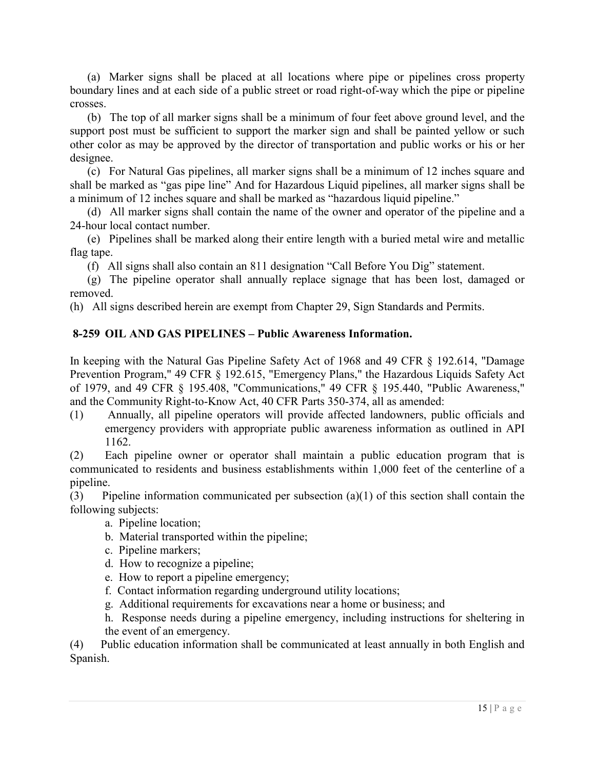(a) Marker signs shall be placed at all locations where pipe or pipelines cross property boundary lines and at each side of a public street or road right-of-way which the pipe or pipeline crosses.

(b) The top of all marker signs shall be a minimum of four feet above ground level, and the support post must be sufficient to support the marker sign and shall be painted yellow or such other color as may be approved by the director of transportation and public works or his or her designee.

(c) For Natural Gas pipelines, all marker signs shall be a minimum of 12 inches square and shall be marked as "gas pipe line" And for Hazardous Liquid pipelines, all marker signs shall be a minimum of 12 inches square and shall be marked as "hazardous liquid pipeline."

(d) All marker signs shall contain the name of the owner and operator of the pipeline and a 24-hour local contact number.

(e) Pipelines shall be marked along their entire length with a buried metal wire and metallic flag tape.

(f) All signs shall also contain an 811 designation "Call Before You Dig" statement.

(g) The pipeline operator shall annually replace signage that has been lost, damaged or removed.

(h) All signs described herein are exempt from Chapter 29, Sign Standards and Permits.

## 8-259 OIL AND GAS PIPELINES – Public Awareness Information.

In keeping with the Natural Gas Pipeline Safety Act of 1968 and 49 CFR § 192.614, "Damage Prevention Program," 49 CFR § 192.615, "Emergency Plans," the Hazardous Liquids Safety Act of 1979, and 49 CFR § 195.408, "Communications," 49 CFR § 195.440, "Public Awareness," and the Community Right-to-Know Act, 40 CFR Parts 350-374, all as amended:

(1) Annually, all pipeline operators will provide affected landowners, public officials and emergency providers with appropriate public awareness information as outlined in API 1162.

(2) Each pipeline owner or operator shall maintain a public education program that is communicated to residents and business establishments within 1,000 feet of the centerline of a pipeline.

(3) Pipeline information communicated per subsection (a)(1) of this section shall contain the following subjects:

a. Pipeline location;
b. Material transported within the pipeline;
c. Pipeline markers;
d. How to recognize a pipeline;
e. How to report a pipeline emergency;
f. Contact information regarding underground utility locations;
g. Additional requirements for excavations near a home or business; and
h. Response needs during a pipeline emergency, including instructions for sheltering in the event of an emergency.

(4) Public education information shall be communicated at least annually in both English and Spanish.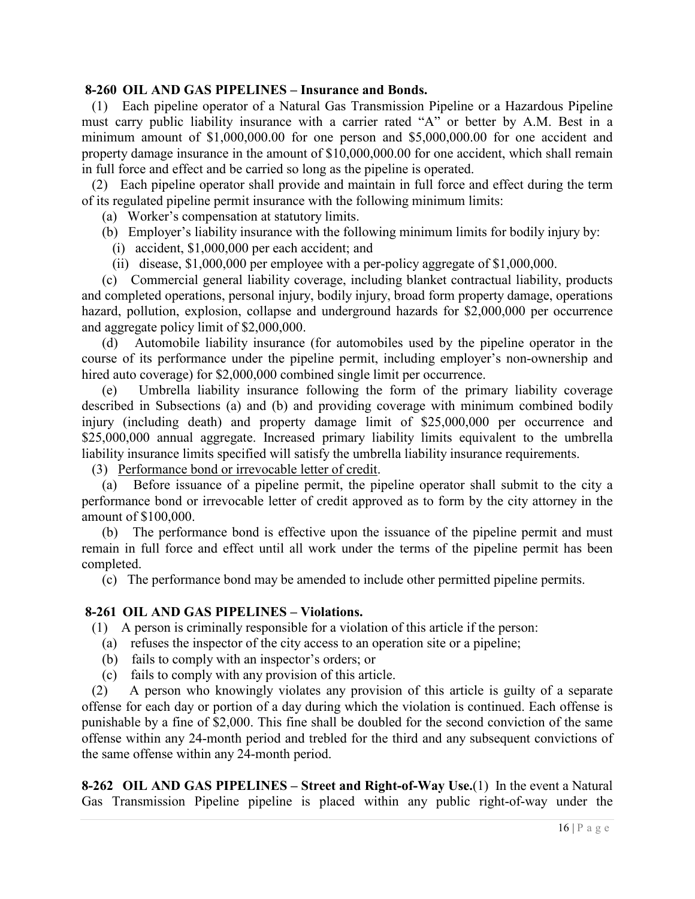**8-260 OIL AND GAS PIPELINES – Insurance and Bonds.**

(1) Each pipeline operator of a Natural Gas Transmission Pipeline or a Hazardous Pipeline must carry public liability insurance with a carrier rated "A" or better by A.M. Best in a minimum amount of $1,000,000.00 for one person and $5,000,000.00 for one accident and property damage insurance in the amount of $10,000,000.00 for one accident, which shall remain in full force and effect and be carried so long as the pipeline is operated.

(2) Each pipeline operator shall provide and maintain in full force and effect during the term of its regulated pipeline permit insurance with the following minimum limits:

(a) Worker's compensation at statutory limits.

(b) Employer's liability insurance with the following minimum limits for bodily injury by:

(i) accident, $1,000,000 per each accident; and

(ii) disease, $1,000,000 per employee with a per-policy aggregate of $1,000,000.

(c) Commercial general liability coverage, including blanket contractual liability, products and completed operations, personal injury, bodily injury, broad form property damage, operations hazard, pollution, explosion, collapse and underground hazards for $2,000,000 per occurrence and aggregate policy limit of $2,000,000.

(d) Automobile liability insurance (for automobiles used by the pipeline operator in the course of its performance under the pipeline permit, including employer's non-ownership and hired auto coverage) for $2,000,000 combined single limit per occurrence.

(e) Umbrella liability insurance following the form of the primary liability coverage described in Subsections (a) and (b) and providing coverage with minimum combined bodily injury (including death) and property damage limit of $25,000,000 per occurrence and $25,000,000 annual aggregate. Increased primary liability limits equivalent to the umbrella liability insurance limits specified will satisfy the umbrella liability insurance requirements.

(3) <u>Performance bond or irrevocable letter of credit</u>.

(a) Before issuance of a pipeline permit, the pipeline operator shall submit to the city a performance bond or irrevocable letter of credit approved as to form by the city attorney in the amount of $100,000.

(b) The performance bond is effective upon the issuance of the pipeline permit and must remain in full force and effect until all work under the terms of the pipeline permit has been completed.

(c) The performance bond may be amended to include other permitted pipeline permits.

**8-261 OIL AND GAS PIPELINES – Violations.**

(1) A person is criminally responsible for a violation of this article if the person:

(a) refuses the inspector of the city access to an operation site or a pipeline;

(b) fails to comply with an inspector's orders; or

(c) fails to comply with any provision of this article.

(2) A person who knowingly violates any provision of this article is guilty of a separate offense for each day or portion of a day during which the violation is continued. Each offense is punishable by a fine of $2,000. This fine shall be doubled for the second conviction of the same offense within any 24-month period and trebled for the third and any subsequent convictions of the same offense within any 24-month period.

**8-262 OIL AND GAS PIPELINES – Street and Right-of-Way Use.**(1) In the event a Natural Gas Transmission Pipeline pipeline is placed within any public right-of-way under the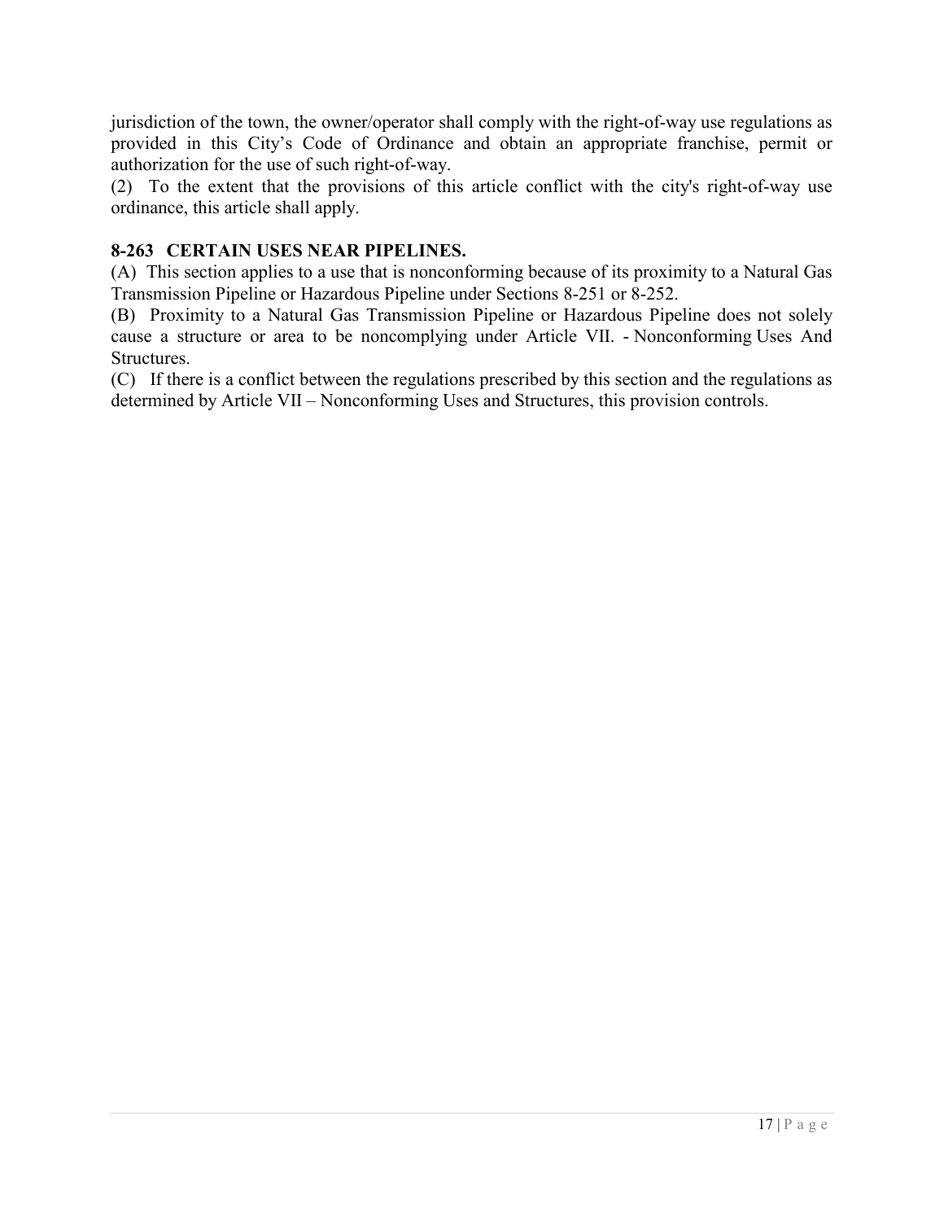jurisdiction of the town, the owner/operator shall comply with the right-of-way use regulations as provided in this City's Code of Ordinance and obtain an appropriate franchise, permit or authorization for the use of such right-of-way.

(2) To the extent that the provisions of this article conflict with the city's right-of-way use ordinance, this article shall apply.

**8-263 CERTAIN USES NEAR PIPELINES.**

(A) This section applies to a use that is nonconforming because of its proximity to a Natural Gas Transmission Pipeline or Hazardous Pipeline under Sections 8-251 or 8-252.

(B) Proximity to a Natural Gas Transmission Pipeline or Hazardous Pipeline does not solely cause a structure or area to be noncomplying under Article VII. - Nonconforming Uses And Structures.

(C) If there is a conflict between the regulations prescribed by this section and the regulations as determined by Article VII – Nonconforming Uses and Structures, this provision controls.